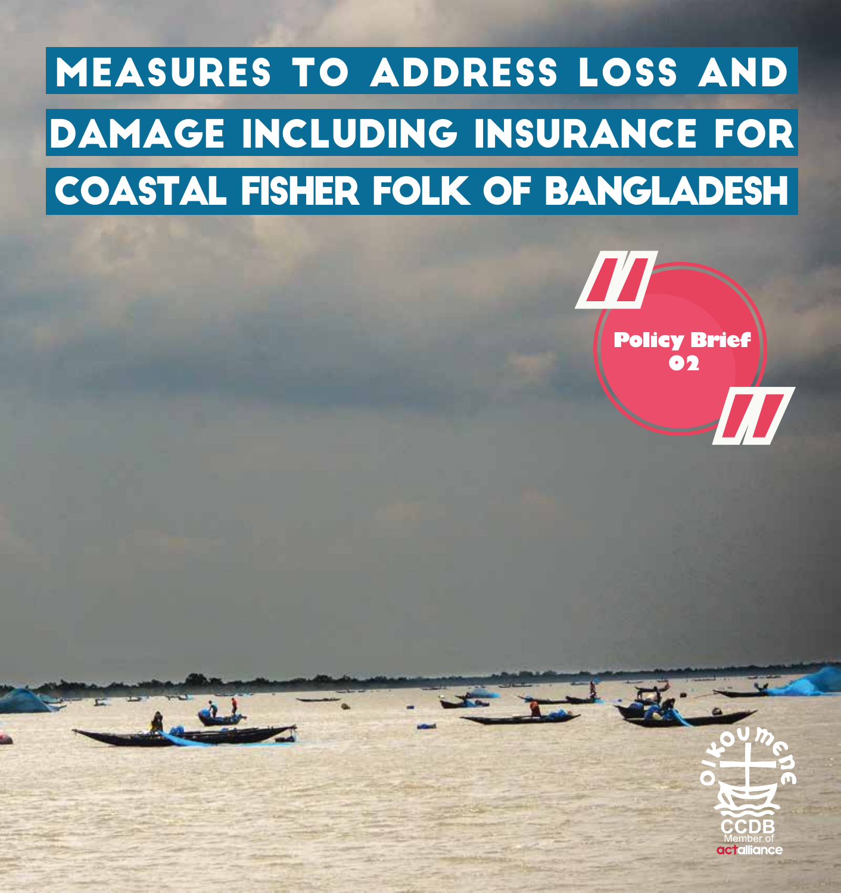# MEASURES TO ADDRESS LOSS AND DAMAGE INCLUDING INSURANCE FOR COASTAL FISHER FOLK OF BANGLADESH

Policy Brief 02

CCDB
Member of actalliance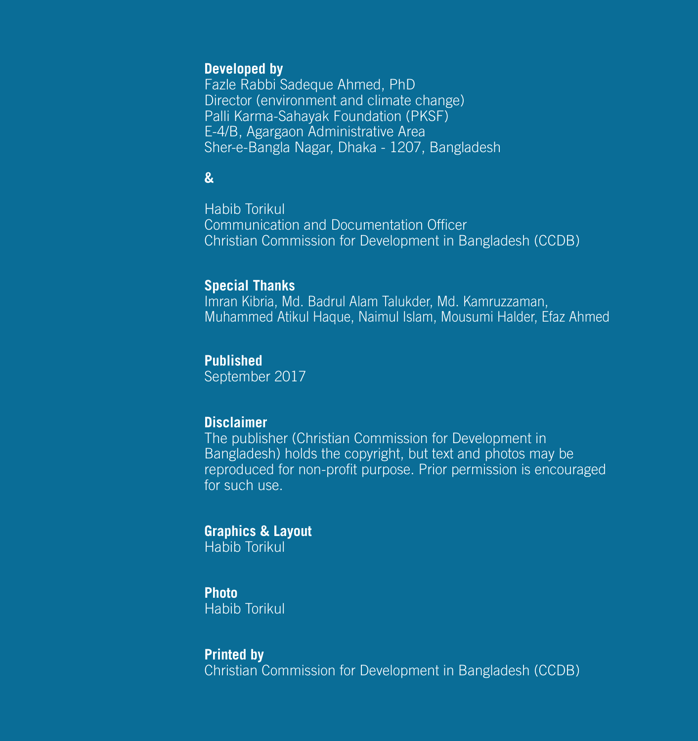**Developed by**
Fazle Rabbi Sadeque Ahmed, PhD
Director (environment and climate change)
Palli Karma-Sahayak Foundation (PKSF)
E-4/B, Agargaon Administrative Area
Sher-e-Bangla Nagar, Dhaka - 1207, Bangladesh

**&**

Habib Torikul
Communication and Documentation Officer
Christian Commission for Development in Bangladesh (CCDB)

**Special Thanks**
Imran Kibria, Md. Badrul Alam Talukder, Md. Kamruzzaman,
Muhammed Atikul Haque, Naimul Islam, Mousumi Halder, Efaz Ahmed

**Published**
September 2017

**Disclaimer**
The publisher (Christian Commission for Development in Bangladesh) holds the copyright, but text and photos may be reproduced for non-profit purpose. Prior permission is encouraged for such use.

**Graphics & Layout**
Habib Torikul

**Photo**
Habib Torikul

**Printed by**
Christian Commission for Development in Bangladesh (CCDB)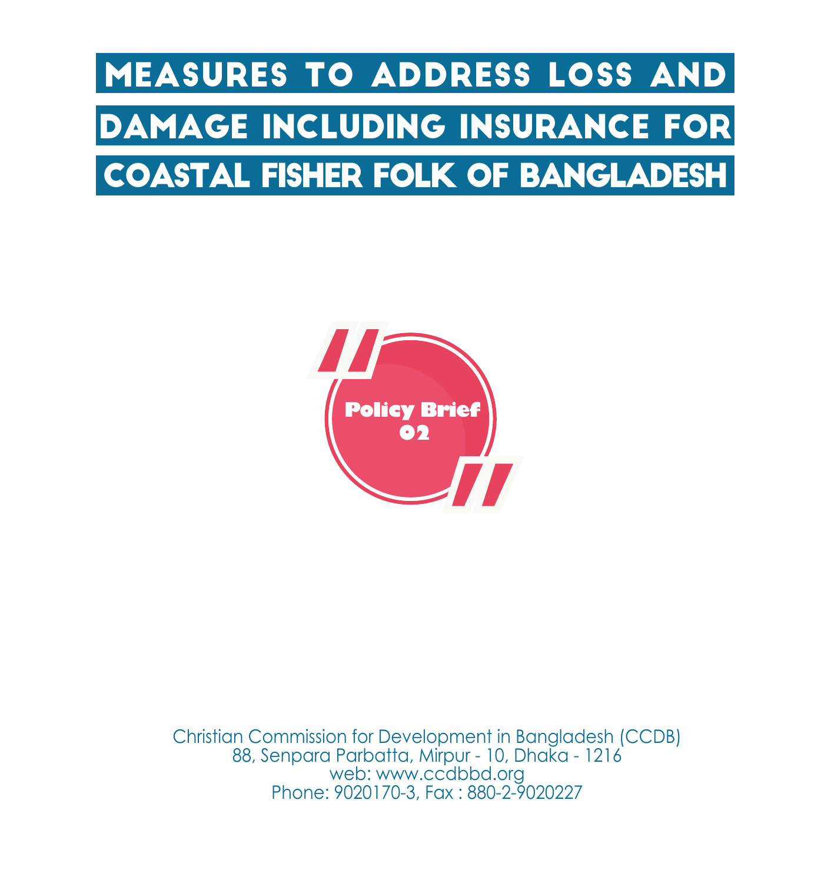# MEASURES TO ADDRESS LOSS AND DAMAGE INCLUDING INSURANCE FOR COASTAL FISHER FOLK OF BANGLADESH

**Policy Brief 02**

Christian Commission for Development in Bangladesh (CCDB)
88, Senpara Parbatta, Mirpur - 10, Dhaka - 1216
web: www.ccdbbd.org
Phone: 9020170-3, Fax : 880-2-9020227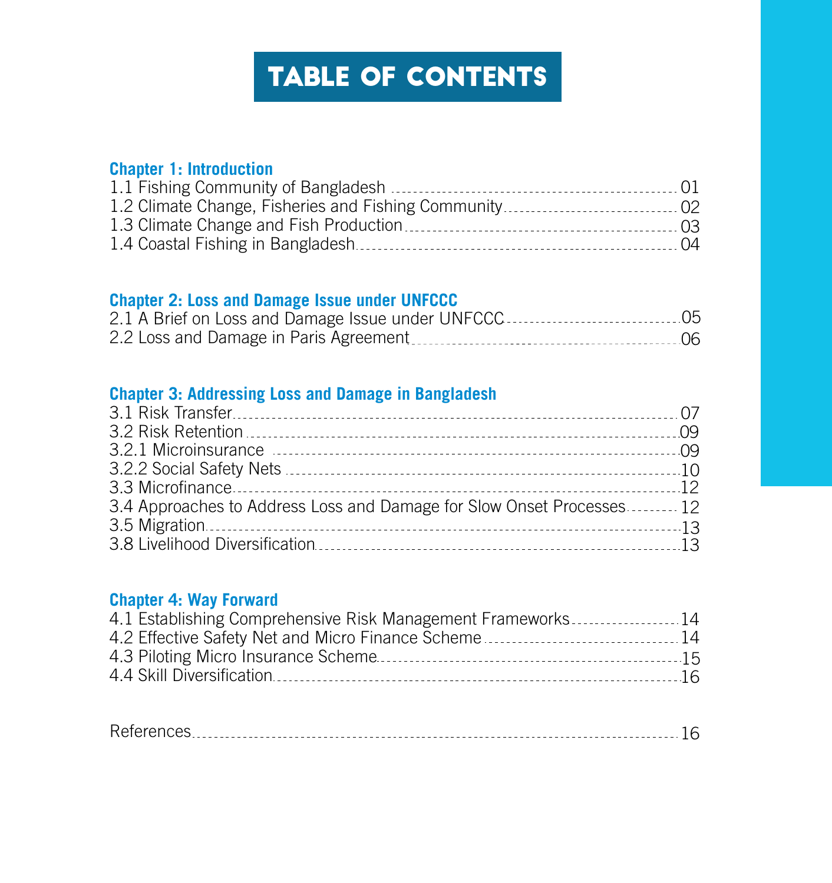# TABLE OF CONTENTS

**Chapter 1: Introduction**

1.1 Fishing Community of Bangladesh ............ 01
1.2 Climate Change, Fisheries and Fishing Community ............ 02
1.3 Climate Change and Fish Production ............ 03
1.4 Coastal Fishing in Bangladesh ............ 04

**Chapter 2: Loss and Damage Issue under UNFCCC**

2.1 A Brief on Loss and Damage Issue under UNFCCC ............ 05
2.2 Loss and Damage in Paris Agreement ............ 06

**Chapter 3: Addressing Loss and Damage in Bangladesh**

3.1 Risk Transfer ............ 07
3.2 Risk Retention ............ 09
3.2.1 Microinsurance ............ 09
3.2.2 Social Safety Nets ............ 10
3.3 Microfinance ............ 12
3.4 Approaches to Address Loss and Damage for Slow Onset Processes ............ 12
3.5 Migration ............ 13
3.8 Livelihood Diversification ............ 13

**Chapter 4: Way Forward**

4.1 Establishing Comprehensive Risk Management Frameworks ............ 14
4.2 Effective Safety Net and Micro Finance Scheme ............ 14
4.3 Piloting Micro Insurance Scheme ............ 15
4.4 Skill Diversification ............ 16

References ............ 16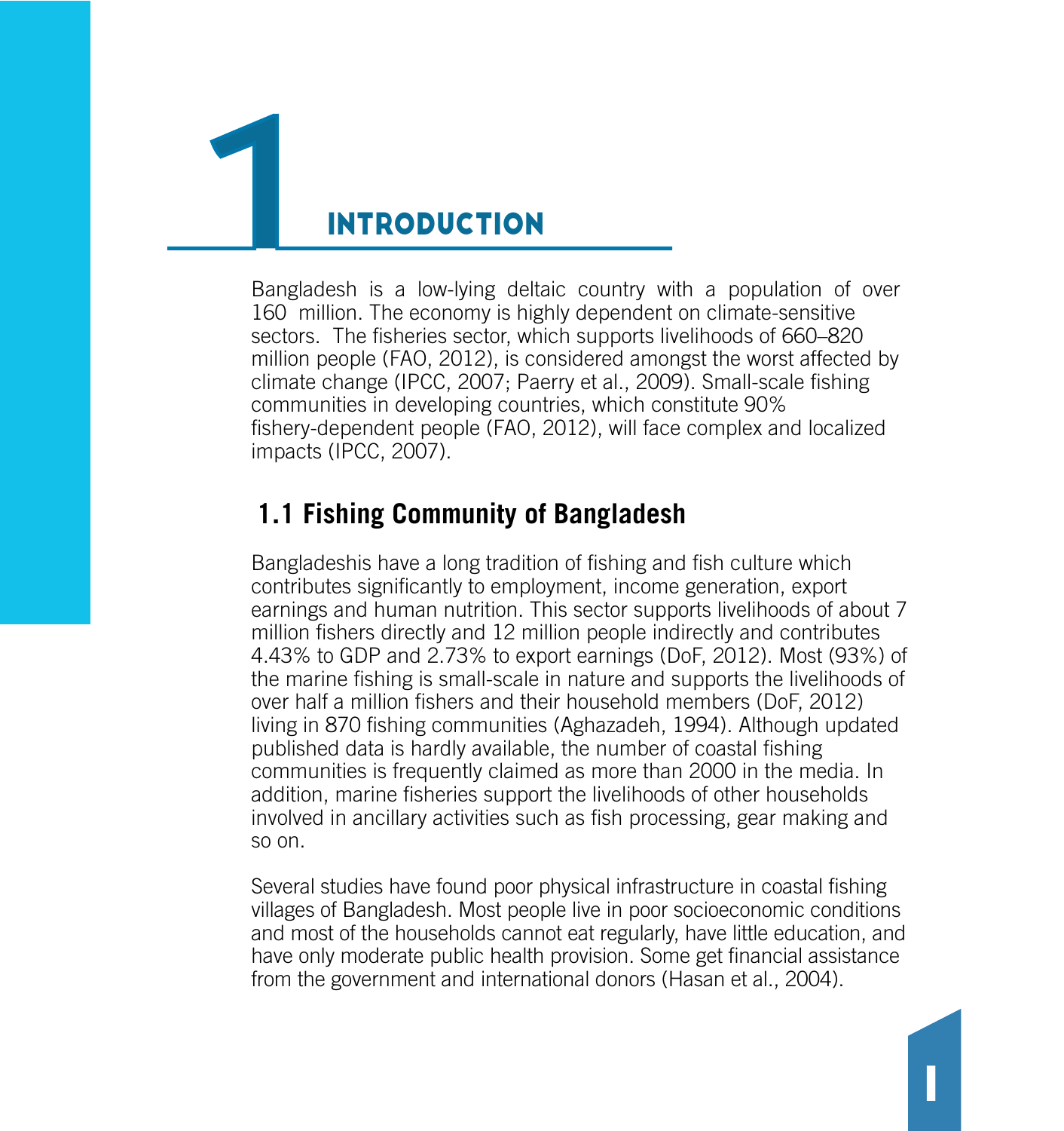# 1 INTRODUCTION

Bangladesh is a low-lying deltaic country with a population of over 160 million. The economy is highly dependent on climate-sensitive sectors. The fisheries sector, which supports livelihoods of 660–820 million people (FAO, 2012), is considered amongst the worst affected by climate change (IPCC, 2007; Paerry et al., 2009). Small-scale fishing communities in developing countries, which constitute 90% fishery-dependent people (FAO, 2012), will face complex and localized impacts (IPCC, 2007).

## 1.1 Fishing Community of Bangladesh

Bangladeshis have a long tradition of fishing and fish culture which contributes significantly to employment, income generation, export earnings and human nutrition. This sector supports livelihoods of about 7 million fishers directly and 12 million people indirectly and contributes 4.43% to GDP and 2.73% to export earnings (DoF, 2012). Most (93%) of the marine fishing is small-scale in nature and supports the livelihoods of over half a million fishers and their household members (DoF, 2012) living in 870 fishing communities (Aghazadeh, 1994). Although updated published data is hardly available, the number of coastal fishing communities is frequently claimed as more than 2000 in the media. In addition, marine fisheries support the livelihoods of other households involved in ancillary activities such as fish processing, gear making and so on.

Several studies have found poor physical infrastructure in coastal fishing villages of Bangladesh. Most people live in poor socioeconomic conditions and most of the households cannot eat regularly, have little education, and have only moderate public health provision. Some get financial assistance from the government and international donors (Hasan et al., 2004).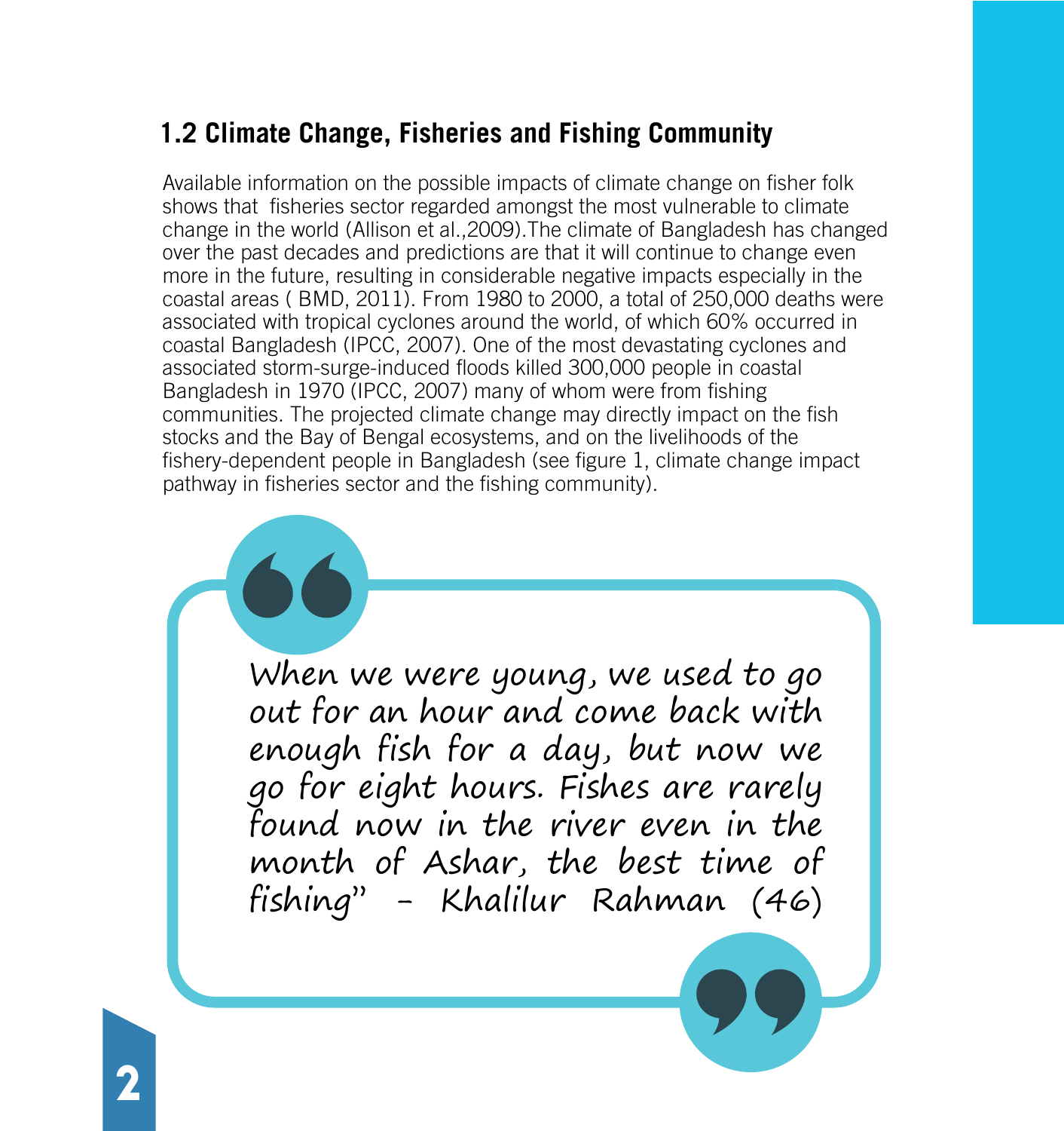## 1.2 Climate Change, Fisheries and Fishing Community

Available information on the possible impacts of climate change on fisher folk shows that fisheries sector regarded amongst the most vulnerable to climate change in the world (Allison et al.,2009).The climate of Bangladesh has changed over the past decades and predictions are that it will continue to change even more in the future, resulting in considerable negative impacts especially in the coastal areas ( BMD, 2011). From 1980 to 2000, a total of 250,000 deaths were associated with tropical cyclones around the world, of which 60% occurred in coastal Bangladesh (IPCC, 2007). One of the most devastating cyclones and associated storm-surge-induced floods killed 300,000 people in coastal Bangladesh in 1970 (IPCC, 2007) many of whom were from fishing communities. The projected climate change may directly impact on the fish stocks and the Bay of Bengal ecosystems, and on the livelihoods of the fishery-dependent people in Bangladesh (see figure 1, climate change impact pathway in fisheries sector and the fishing community).

> "When we were young, we used to go out for an hour and come back with enough fish for a day, but now we go for eight hours. Fishes are rarely found now in the river even in the month of Ashar, the best time of fishing" - Khalilur Rahman (46)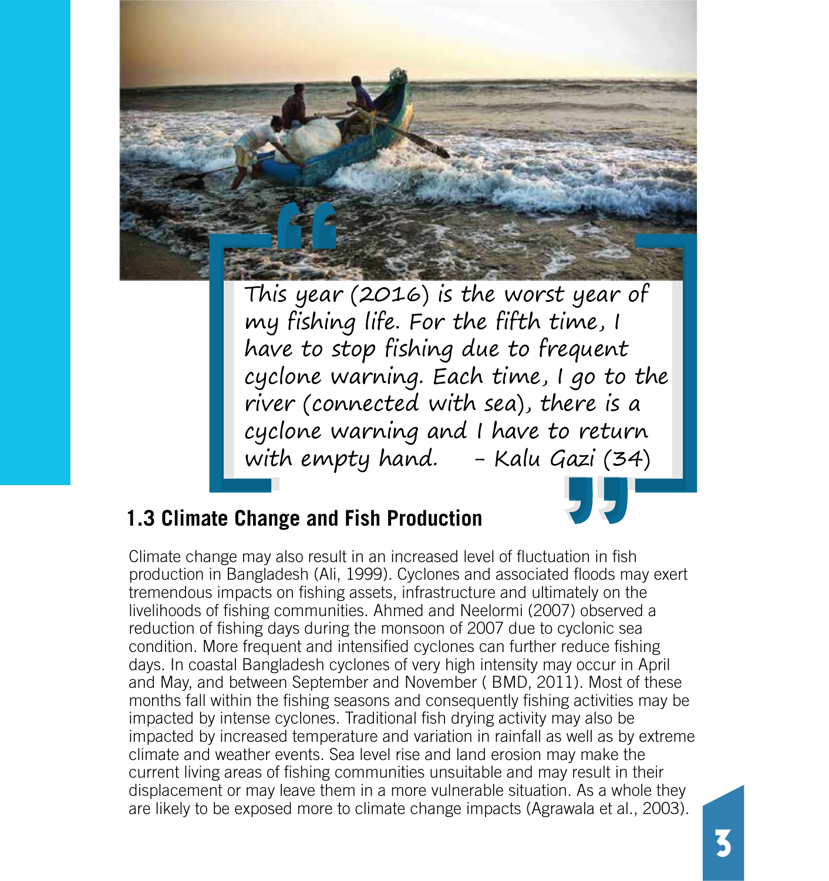> This year (2016) is the worst year of my fishing life. For the fifth time, I have to stop fishing due to frequent cyclone warning. Each time, I go to the river (connected with sea), there is a cyclone warning and I have to return with empty hand. – Kalu Gazi (34)

### 1.3 Climate Change and Fish Production

Climate change may also result in an increased level of fluctuation in fish production in Bangladesh (Ali, 1999). Cyclones and associated floods may exert tremendous impacts on fishing assets, infrastructure and ultimately on the livelihoods of fishing communities. Ahmed and Neelormi (2007) observed a reduction of fishing days during the monsoon of 2007 due to cyclonic sea condition. More frequent and intensified cyclones can further reduce fishing days. In coastal Bangladesh cyclones of very high intensity may occur in April and May, and between September and November ( BMD, 2011). Most of these months fall within the fishing seasons and consequently fishing activities may be impacted by intense cyclones. Traditional fish drying activity may also be impacted by increased temperature and variation in rainfall as well as by extreme climate and weather events. Sea level rise and land erosion may make the current living areas of fishing communities unsuitable and may result in their displacement or may leave them in a more vulnerable situation. As a whole they are likely to be exposed more to climate change impacts (Agrawala et al., 2003).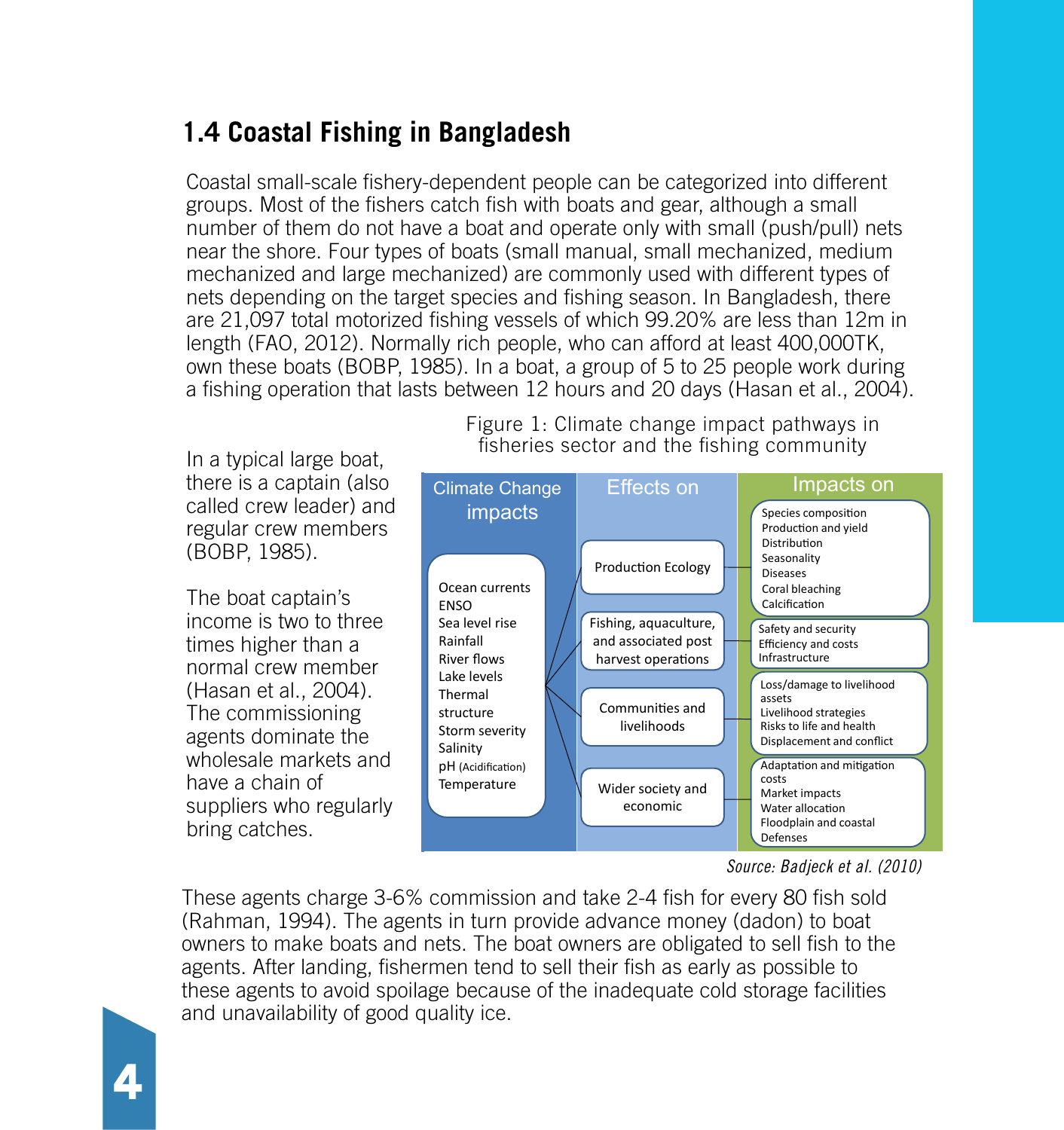## 1.4 Coastal Fishing in Bangladesh

Coastal small-scale fishery-dependent people can be categorized into different groups. Most of the fishers catch fish with boats and gear, although a small number of them do not have a boat and operate only with small (push/pull) nets near the shore. Four types of boats (small manual, small mechanized, medium mechanized and large mechanized) are commonly used with different types of nets depending on the target species and fishing season. In Bangladesh, there are 21,097 total motorized fishing vessels of which 99.20% are less than 12m in length (FAO, 2012). Normally rich people, who can afford at least 400,000TK, own these boats (BOBP, 1985). In a boat, a group of 5 to 25 people work during a fishing operation that lasts between 12 hours and 20 days (Hasan et al., 2004).

Figure 1: Climate change impact pathways in fisheries sector and the fishing community

| Climate Change impacts | Effects on | Impacts on |
|---|---|---|
| Ocean currents<br>ENSO<br>Sea level rise<br>Rainfall<br>River flows<br>Lake levels<br>Thermal structure<br>Storm severity<br>Salinity<br>pH (Acidification)<br>Temperature | Production Ecology | Species composition<br>Production and yield<br>Distribution<br>Seasonality<br>Diseases<br>Coral bleaching<br>Calcification |
| | Fishing, aquaculture, and associated post harvest operations | Safety and security<br>Efficiency and costs<br>Infrastructure |
| | Communities and livelihoods | Loss/damage to livelihood assets<br>Livelihood strategies<br>Risks to life and health<br>Displacement and conflict |
| | Wider society and economic | Adaptation and mitigation costs<br>Market impacts<br>Water allocation<br>Floodplain and coastal Defenses |

*Source: Badjeck et al. (2010)*

In a typical large boat, there is a captain (also called crew leader) and regular crew members (BOBP, 1985).

The boat captain's income is two to three times higher than a normal crew member (Hasan et al., 2004). The commissioning agents dominate the wholesale markets and have a chain of suppliers who regularly bring catches. These agents charge 3-6% commission and take 2-4 fish for every 80 fish sold (Rahman, 1994). The agents in turn provide advance money (dadon) to boat owners to make boats and nets. The boat owners are obligated to sell fish to the agents. After landing, fishermen tend to sell their fish as early as possible to these agents to avoid spoilage because of the inadequate cold storage facilities and unavailability of good quality ice.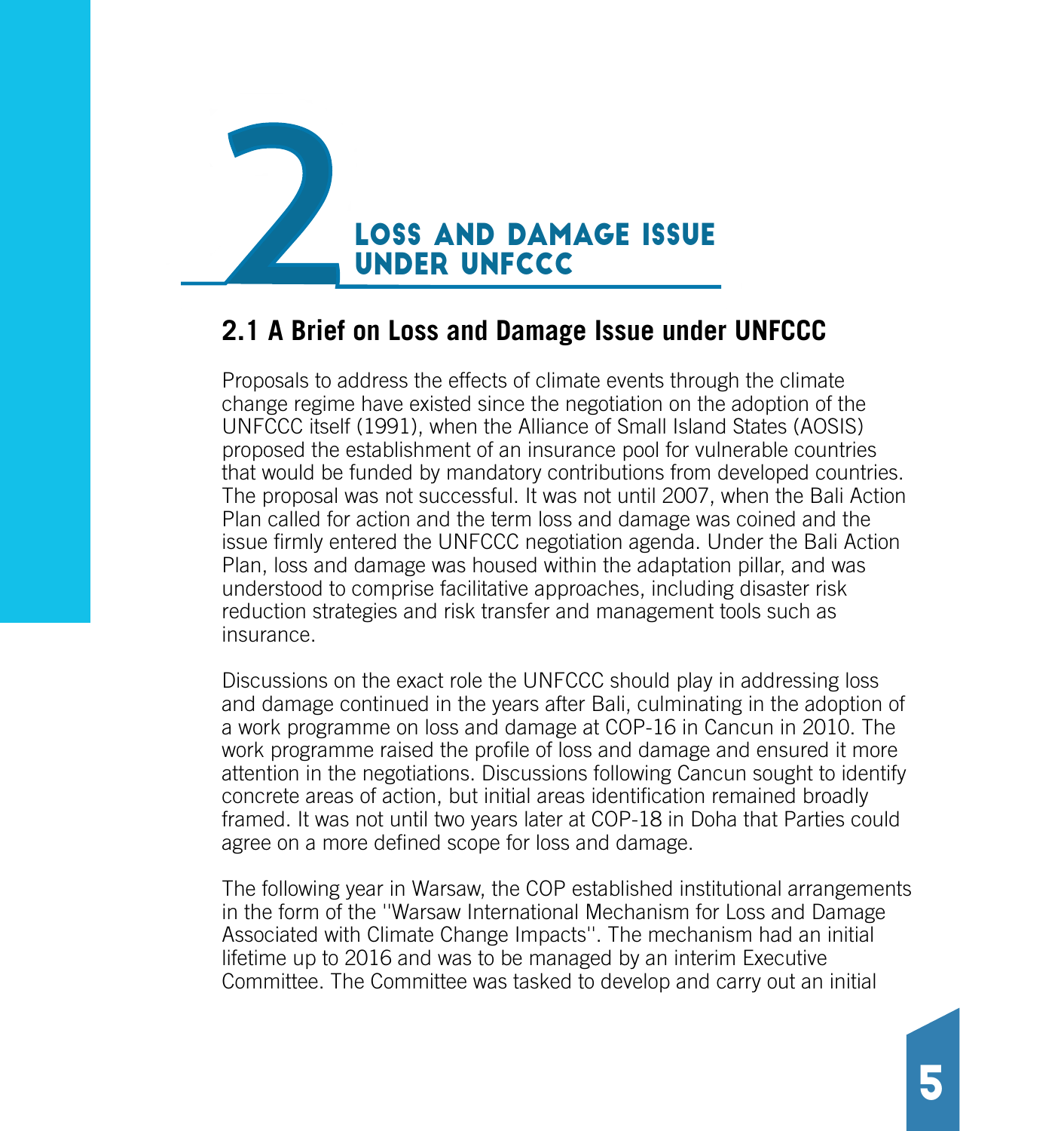# 2 LOSS AND DAMAGE ISSUE UNDER UNFCCC

## 2.1 A Brief on Loss and Damage Issue under UNFCCC

Proposals to address the effects of climate events through the climate change regime have existed since the negotiation on the adoption of the UNFCCC itself (1991), when the Alliance of Small Island States (AOSIS) proposed the establishment of an insurance pool for vulnerable countries that would be funded by mandatory contributions from developed countries. The proposal was not successful. It was not until 2007, when the Bali Action Plan called for action and the term loss and damage was coined and the issue firmly entered the UNFCCC negotiation agenda. Under the Bali Action Plan, loss and damage was housed within the adaptation pillar, and was understood to comprise facilitative approaches, including disaster risk reduction strategies and risk transfer and management tools such as insurance.

Discussions on the exact role the UNFCCC should play in addressing loss and damage continued in the years after Bali, culminating in the adoption of a work programme on loss and damage at COP-16 in Cancun in 2010. The work programme raised the profile of loss and damage and ensured it more attention in the negotiations. Discussions following Cancun sought to identify concrete areas of action, but initial areas identification remained broadly framed. It was not until two years later at COP-18 in Doha that Parties could agree on a more defined scope for loss and damage.

The following year in Warsaw, the COP established institutional arrangements in the form of the ''Warsaw International Mechanism for Loss and Damage Associated with Climate Change Impacts''. The mechanism had an initial lifetime up to 2016 and was to be managed by an interim Executive Committee. The Committee was tasked to develop and carry out an initial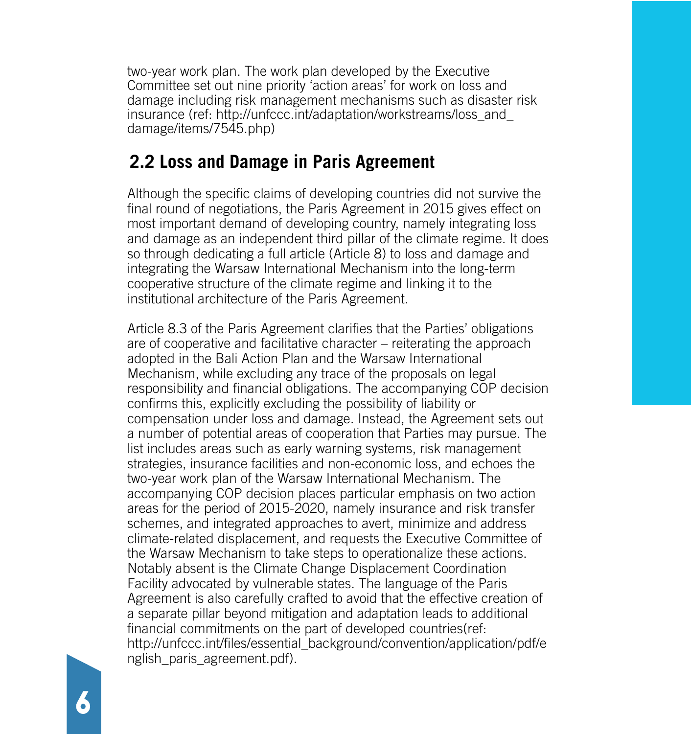two-year work plan. The work plan developed by the Executive Committee set out nine priority 'action areas' for work on loss and damage including risk management mechanisms such as disaster risk insurance (ref: http://unfccc.int/adaptation/workstreams/loss_and_damage/items/7545.php)

## 2.2 Loss and Damage in Paris Agreement

Although the specific claims of developing countries did not survive the final round of negotiations, the Paris Agreement in 2015 gives effect on most important demand of developing country, namely integrating loss and damage as an independent third pillar of the climate regime. It does so through dedicating a full article (Article 8) to loss and damage and integrating the Warsaw International Mechanism into the long-term cooperative structure of the climate regime and linking it to the institutional architecture of the Paris Agreement.

Article 8.3 of the Paris Agreement clarifies that the Parties' obligations are of cooperative and facilitative character – reiterating the approach adopted in the Bali Action Plan and the Warsaw International Mechanism, while excluding any trace of the proposals on legal responsibility and financial obligations. The accompanying COP decision confirms this, explicitly excluding the possibility of liability or compensation under loss and damage. Instead, the Agreement sets out a number of potential areas of cooperation that Parties may pursue. The list includes areas such as early warning systems, risk management strategies, insurance facilities and non-economic loss, and echoes the two-year work plan of the Warsaw International Mechanism. The accompanying COP decision places particular emphasis on two action areas for the period of 2015-2020, namely insurance and risk transfer schemes, and integrated approaches to avert, minimize and address climate-related displacement, and requests the Executive Committee of the Warsaw Mechanism to take steps to operationalize these actions. Notably absent is the Climate Change Displacement Coordination Facility advocated by vulnerable states. The language of the Paris Agreement is also carefully crafted to avoid that the effective creation of a separate pillar beyond mitigation and adaptation leads to additional financial commitments on the part of developed countries(ref: http://unfccc.int/files/essential_background/convention/application/pdf/english_paris_agreement.pdf).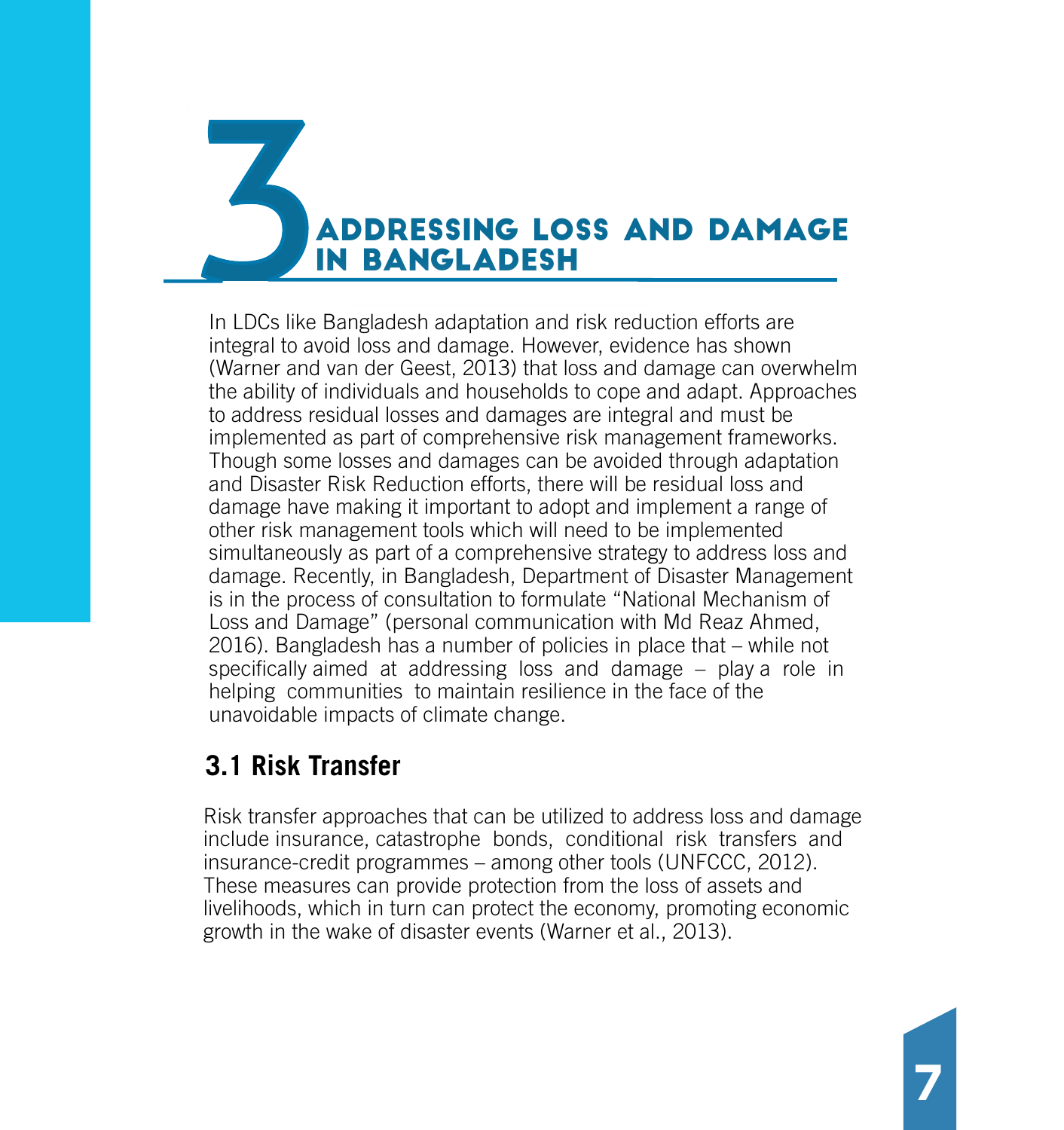# 3 ADDRESSING LOSS AND DAMAGE IN BANGLADESH

In LDCs like Bangladesh adaptation and risk reduction efforts are integral to avoid loss and damage. However, evidence has shown (Warner and van der Geest, 2013) that loss and damage can overwhelm the ability of individuals and households to cope and adapt. Approaches to address residual losses and damages are integral and must be implemented as part of comprehensive risk management frameworks. Though some losses and damages can be avoided through adaptation and Disaster Risk Reduction efforts, there will be residual loss and damage have making it important to adopt and implement a range of other risk management tools which will need to be implemented simultaneously as part of a comprehensive strategy to address loss and damage. Recently, in Bangladesh, Department of Disaster Management is in the process of consultation to formulate "National Mechanism of Loss and Damage" (personal communication with Md Reaz Ahmed, 2016). Bangladesh has a number of policies in place that – while not specifically aimed at addressing loss and damage – play a role in helping communities to maintain resilience in the face of the unavoidable impacts of climate change.

## 3.1 Risk Transfer

Risk transfer approaches that can be utilized to address loss and damage include insurance, catastrophe bonds, conditional risk transfers and insurance-credit programmes – among other tools (UNFCCC, 2012). These measures can provide protection from the loss of assets and livelihoods, which in turn can protect the economy, promoting economic growth in the wake of disaster events (Warner et al., 2013).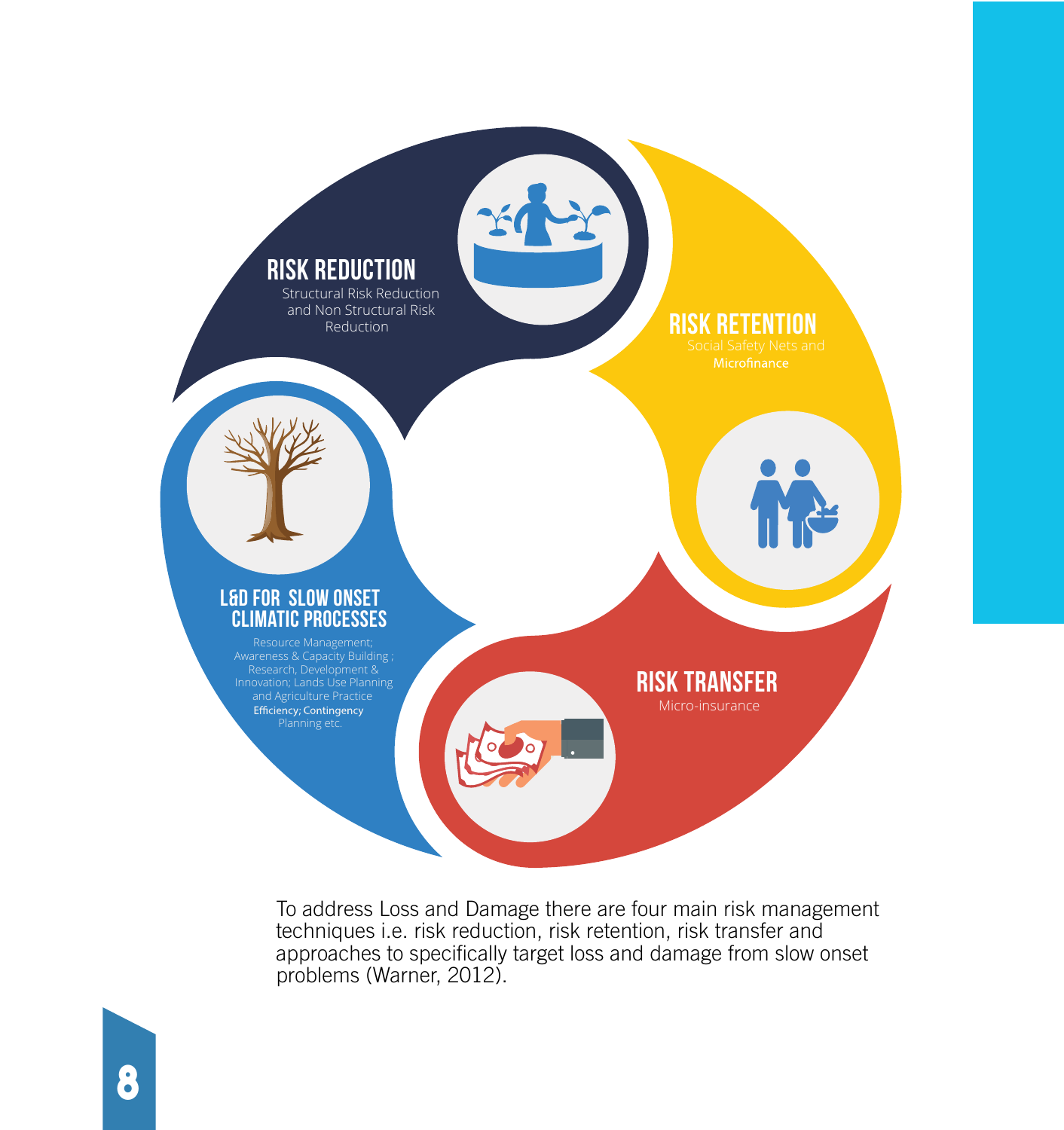## RISK REDUCTION

Structural Risk Reduction and Non Structural Risk Reduction

## RISK RETENTION

Social Safety Nets and Microfinance

## RISK TRANSFER

Micro-insurance

## L&D FOR SLOW ONSET CLIMATIC PROCESSES

Resource Management; Awareness & Capacity Building ; Research, Development & Innovation; Lands Use Planning and Agriculture Practice Efficiency; Contingency Planning etc.

To address Loss and Damage there are four main risk management techniques i.e. risk reduction, risk retention, risk transfer and approaches to specifically target loss and damage from slow onset problems (Warner, 2012).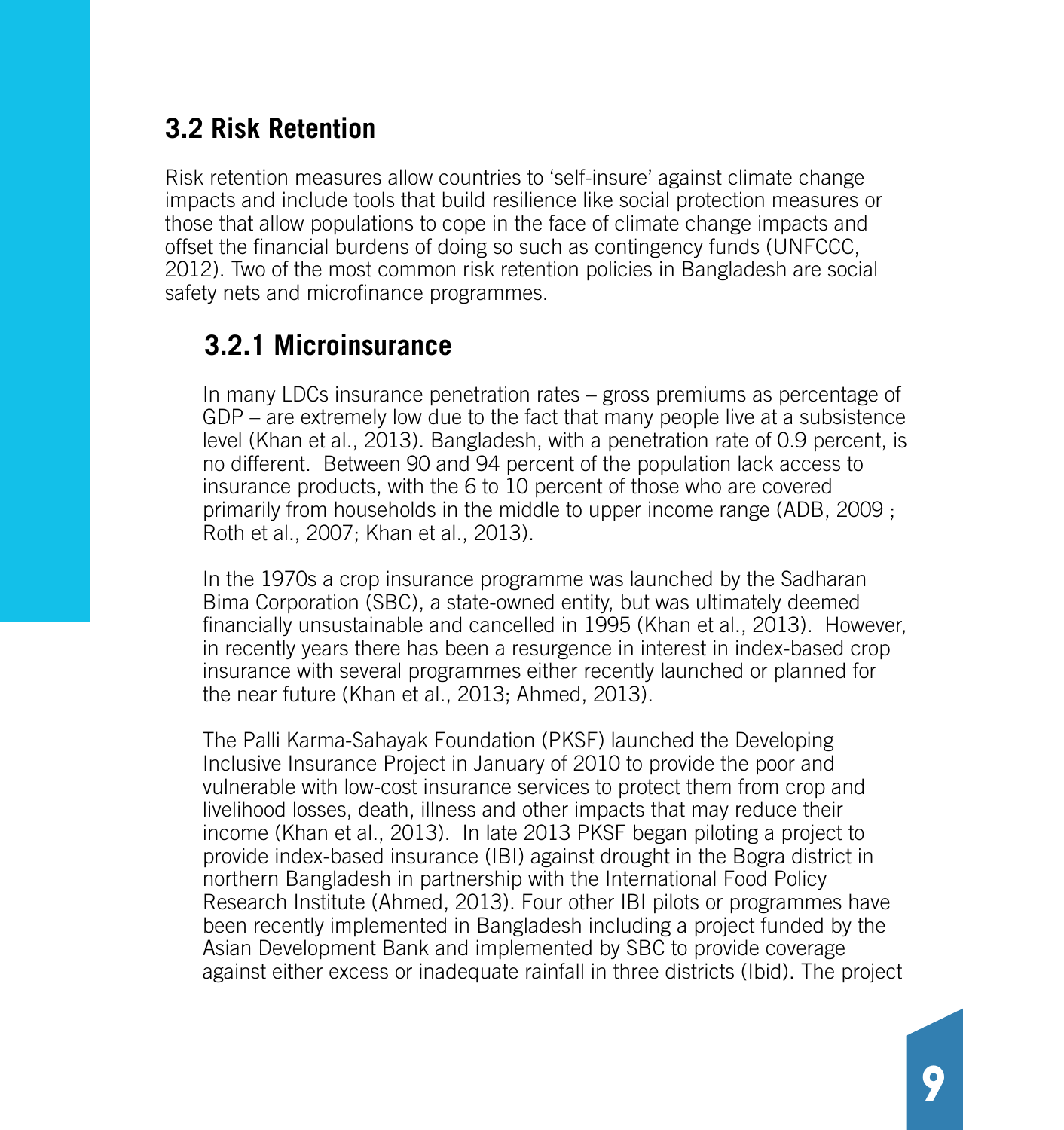## 3.2 Risk Retention

Risk retention measures allow countries to 'self-insure' against climate change impacts and include tools that build resilience like social protection measures or those that allow populations to cope in the face of climate change impacts and offset the financial burdens of doing so such as contingency funds (UNFCCC, 2012). Two of the most common risk retention policies in Bangladesh are social safety nets and microfinance programmes.

### 3.2.1 Microinsurance

In many LDCs insurance penetration rates – gross premiums as percentage of GDP – are extremely low due to the fact that many people live at a subsistence level (Khan et al., 2013). Bangladesh, with a penetration rate of 0.9 percent, is no different. Between 90 and 94 percent of the population lack access to insurance products, with the 6 to 10 percent of those who are covered primarily from households in the middle to upper income range (ADB, 2009 ; Roth et al., 2007; Khan et al., 2013).

In the 1970s a crop insurance programme was launched by the Sadharan Bima Corporation (SBC), a state-owned entity, but was ultimately deemed financially unsustainable and cancelled in 1995 (Khan et al., 2013). However, in recently years there has been a resurgence in interest in index-based crop insurance with several programmes either recently launched or planned for the near future (Khan et al., 2013; Ahmed, 2013).

The Palli Karma-Sahayak Foundation (PKSF) launched the Developing Inclusive Insurance Project in January of 2010 to provide the poor and vulnerable with low-cost insurance services to protect them from crop and livelihood losses, death, illness and other impacts that may reduce their income (Khan et al., 2013). In late 2013 PKSF began piloting a project to provide index-based insurance (IBI) against drought in the Bogra district in northern Bangladesh in partnership with the International Food Policy Research Institute (Ahmed, 2013). Four other IBI pilots or programmes have been recently implemented in Bangladesh including a project funded by the Asian Development Bank and implemented by SBC to provide coverage against either excess or inadequate rainfall in three districts (Ibid). The project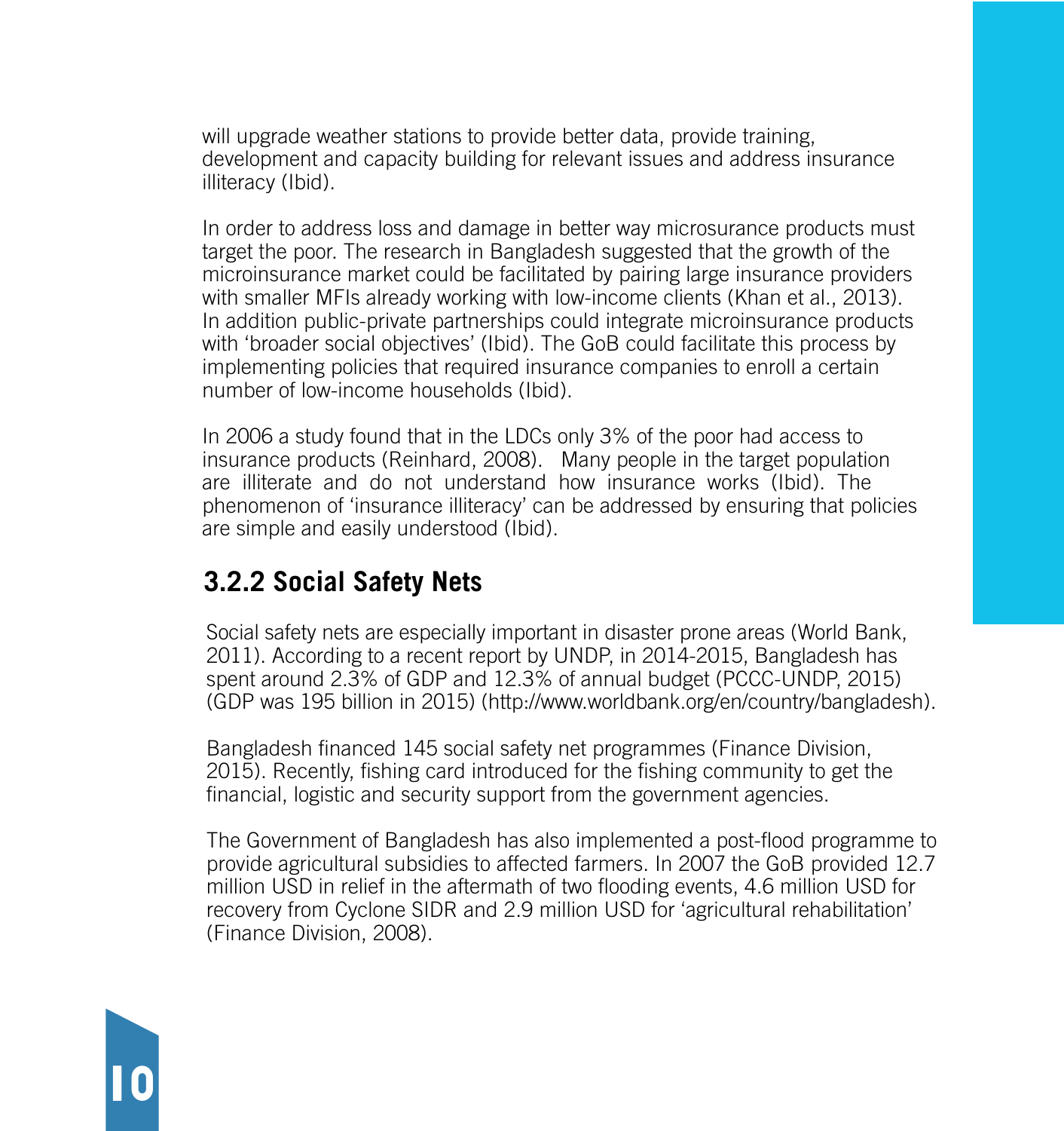will upgrade weather stations to provide better data, provide training, development and capacity building for relevant issues and address insurance illiteracy (Ibid).

In order to address loss and damage in better way microsurance products must target the poor. The research in Bangladesh suggested that the growth of the microinsurance market could be facilitated by pairing large insurance providers with smaller MFIs already working with low-income clients (Khan et al., 2013). In addition public-private partnerships could integrate microinsurance products with 'broader social objectives' (Ibid). The GoB could facilitate this process by implementing policies that required insurance companies to enroll a certain number of low-income households (Ibid).

In 2006 a study found that in the LDCs only 3% of the poor had access to insurance products (Reinhard, 2008). Many people in the target population are illiterate and do not understand how insurance works (Ibid). The phenomenon of 'insurance illiteracy' can be addressed by ensuring that policies are simple and easily understood (Ibid).

### 3.2.2 Social Safety Nets

Social safety nets are especially important in disaster prone areas (World Bank, 2011). According to a recent report by UNDP, in 2014-2015, Bangladesh has spent around 2.3% of GDP and 12.3% of annual budget (PCCC-UNDP, 2015) (GDP was 195 billion in 2015) (http://www.worldbank.org/en/country/bangladesh).

Bangladesh financed 145 social safety net programmes (Finance Division, 2015). Recently, fishing card introduced for the fishing community to get the financial, logistic and security support from the government agencies.

The Government of Bangladesh has also implemented a post-flood programme to provide agricultural subsidies to affected farmers. In 2007 the GoB provided 12.7 million USD in relief in the aftermath of two flooding events, 4.6 million USD for recovery from Cyclone SIDR and 2.9 million USD for 'agricultural rehabilitation' (Finance Division, 2008).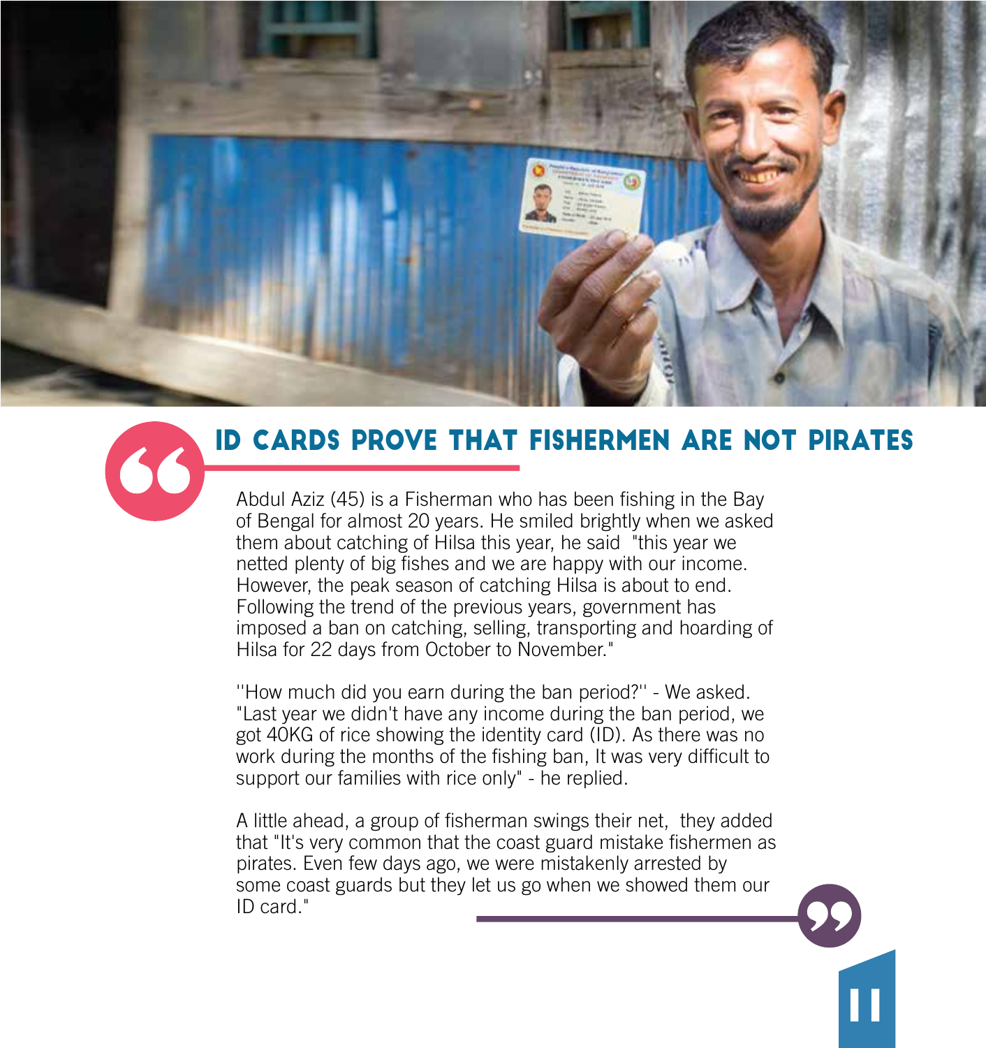## ID CARDS PROVE THAT FISHERMEN ARE NOT PIRATES

Abdul Aziz (45) is a Fisherman who has been fishing in the Bay of Bengal for almost 20 years. He smiled brightly when we asked them about catching of Hilsa this year, he said "this year we netted plenty of big fishes and we are happy with our income. However, the peak season of catching Hilsa is about to end. Following the trend of the previous years, government has imposed a ban on catching, selling, transporting and hoarding of Hilsa for 22 days from October to November."

''How much did you earn during the ban period?'' - We asked. "Last year we didn't have any income during the ban period, we got 40KG of rice showing the identity card (ID). As there was no work during the months of the fishing ban, It was very difficult to support our families with rice only" - he replied.

A little ahead, a group of fisherman swings their net, they added that "It's very common that the coast guard mistake fishermen as pirates. Even few days ago, we were mistakenly arrested by some coast guards but they let us go when we showed them our ID card."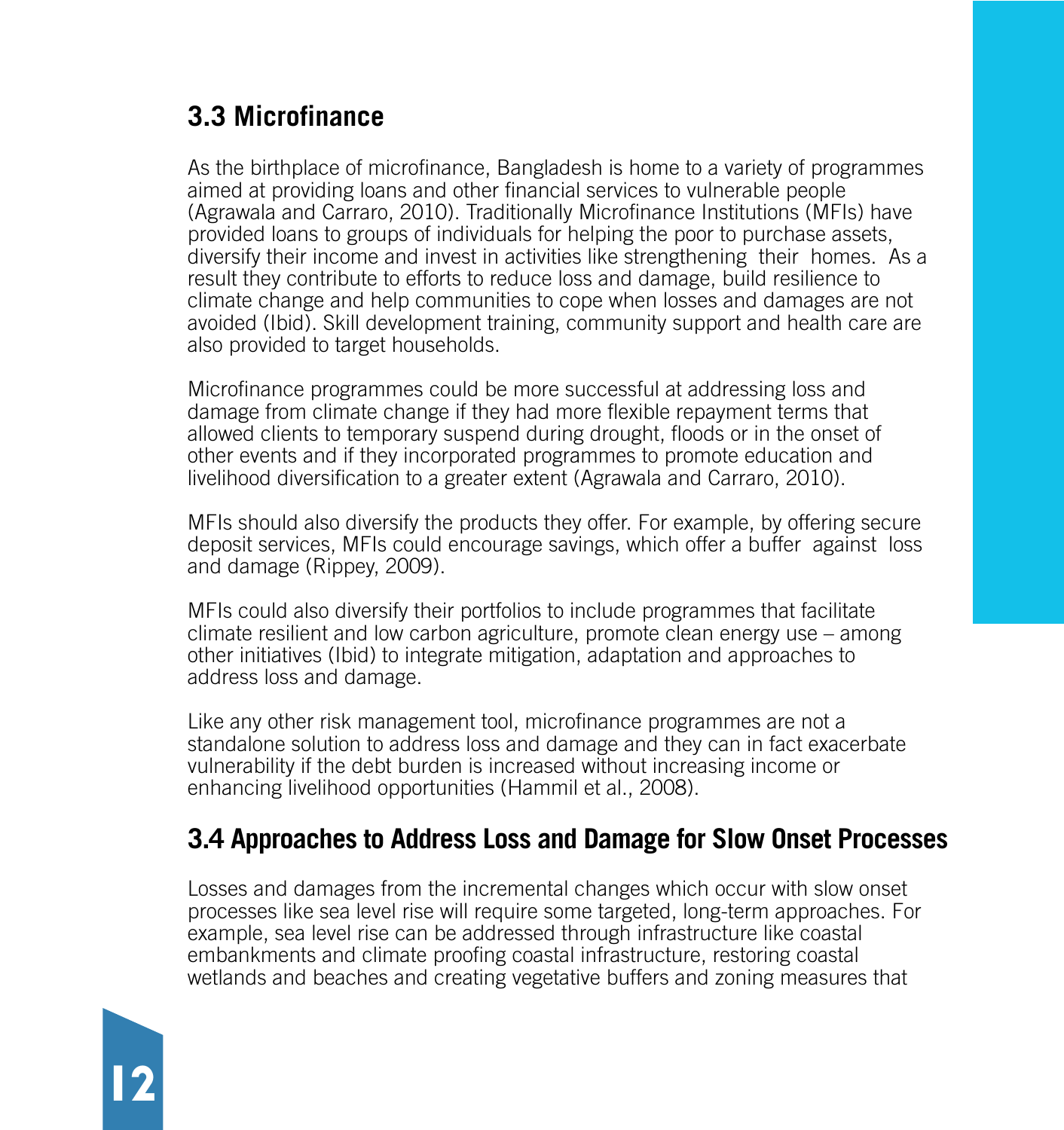## 3.3 Microfinance

As the birthplace of microfinance, Bangladesh is home to a variety of programmes aimed at providing loans and other financial services to vulnerable people (Agrawala and Carraro, 2010). Traditionally Microfinance Institutions (MFIs) have provided loans to groups of individuals for helping the poor to purchase assets, diversify their income and invest in activities like strengthening their homes. As a result they contribute to efforts to reduce loss and damage, build resilience to climate change and help communities to cope when losses and damages are not avoided (Ibid). Skill development training, community support and health care are also provided to target households.

Microfinance programmes could be more successful at addressing loss and damage from climate change if they had more flexible repayment terms that allowed clients to temporary suspend during drought, floods or in the onset of other events and if they incorporated programmes to promote education and livelihood diversification to a greater extent (Agrawala and Carraro, 2010).

MFIs should also diversify the products they offer. For example, by offering secure deposit services, MFIs could encourage savings, which offer a buffer against loss and damage (Rippey, 2009).

MFIs could also diversify their portfolios to include programmes that facilitate climate resilient and low carbon agriculture, promote clean energy use – among other initiatives (Ibid) to integrate mitigation, adaptation and approaches to address loss and damage.

Like any other risk management tool, microfinance programmes are not a standalone solution to address loss and damage and they can in fact exacerbate vulnerability if the debt burden is increased without increasing income or enhancing livelihood opportunities (Hammil et al., 2008).

## 3.4 Approaches to Address Loss and Damage for Slow Onset Processes

Losses and damages from the incremental changes which occur with slow onset processes like sea level rise will require some targeted, long-term approaches. For example, sea level rise can be addressed through infrastructure like coastal embankments and climate proofing coastal infrastructure, restoring coastal wetlands and beaches and creating vegetative buffers and zoning measures that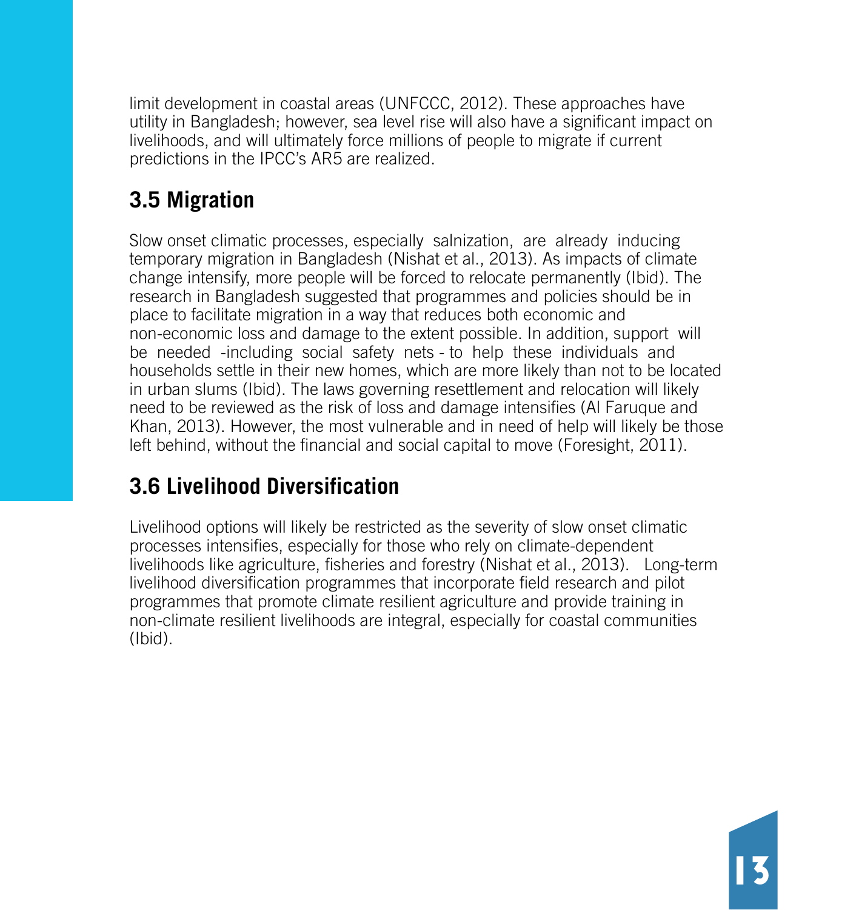limit development in coastal areas (UNFCCC, 2012). These approaches have utility in Bangladesh; however, sea level rise will also have a significant impact on livelihoods, and will ultimately force millions of people to migrate if current predictions in the IPCC's AR5 are realized.

## 3.5 Migration

Slow onset climatic processes, especially salnization, are already inducing temporary migration in Bangladesh (Nishat et al., 2013). As impacts of climate change intensify, more people will be forced to relocate permanently (Ibid). The research in Bangladesh suggested that programmes and policies should be in place to facilitate migration in a way that reduces both economic and non-economic loss and damage to the extent possible. In addition, support will be needed -including social safety nets - to help these individuals and households settle in their new homes, which are more likely than not to be located in urban slums (Ibid). The laws governing resettlement and relocation will likely need to be reviewed as the risk of loss and damage intensifies (Al Faruque and Khan, 2013). However, the most vulnerable and in need of help will likely be those left behind, without the financial and social capital to move (Foresight, 2011).

## 3.6 Livelihood Diversification

Livelihood options will likely be restricted as the severity of slow onset climatic processes intensifies, especially for those who rely on climate-dependent livelihoods like agriculture, fisheries and forestry (Nishat et al., 2013). Long-term livelihood diversification programmes that incorporate field research and pilot programmes that promote climate resilient agriculture and provide training in non-climate resilient livelihoods are integral, especially for coastal communities (Ibid).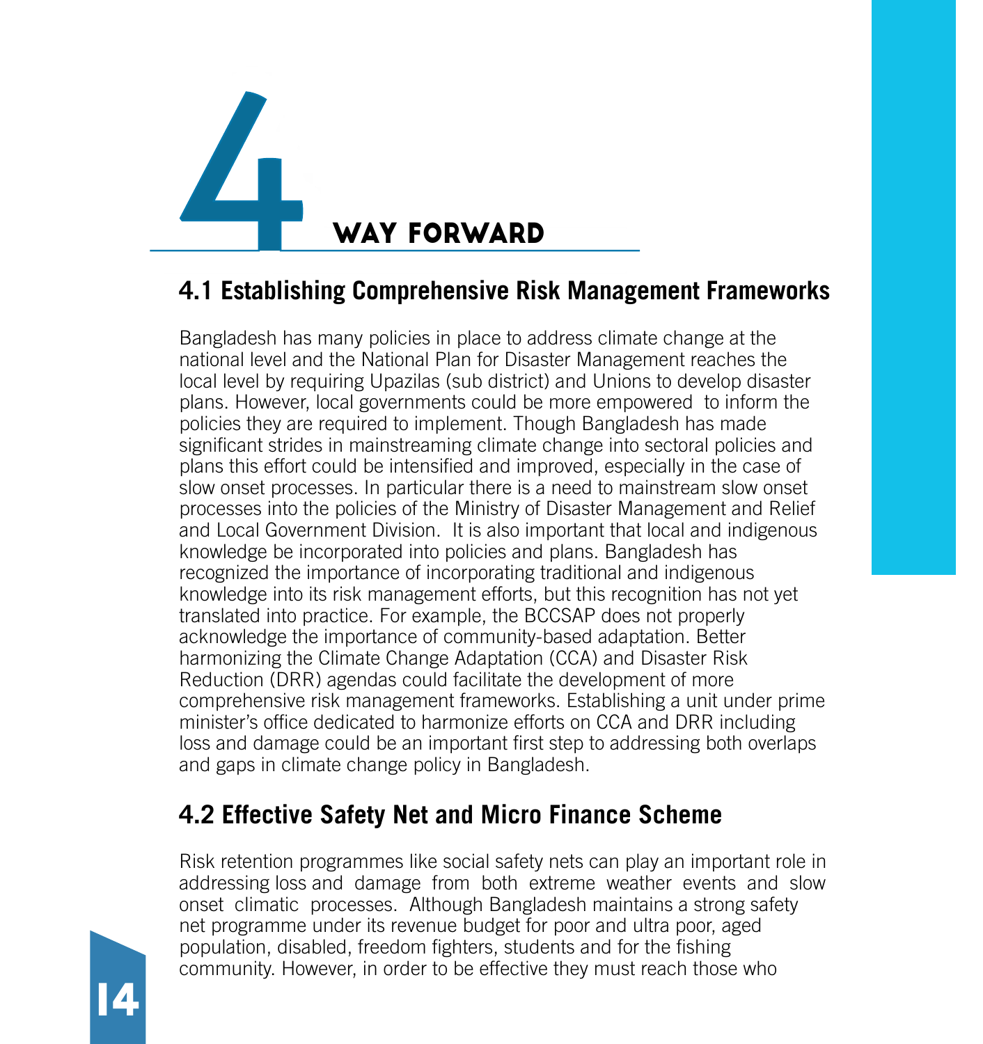# 4 WAY FORWARD

## 4.1 Establishing Comprehensive Risk Management Frameworks

Bangladesh has many policies in place to address climate change at the national level and the National Plan for Disaster Management reaches the local level by requiring Upazilas (sub district) and Unions to develop disaster plans. However, local governments could be more empowered to inform the policies they are required to implement. Though Bangladesh has made significant strides in mainstreaming climate change into sectoral policies and plans this effort could be intensified and improved, especially in the case of slow onset processes. In particular there is a need to mainstream slow onset processes into the policies of the Ministry of Disaster Management and Relief and Local Government Division. It is also important that local and indigenous knowledge be incorporated into policies and plans. Bangladesh has recognized the importance of incorporating traditional and indigenous knowledge into its risk management efforts, but this recognition has not yet translated into practice. For example, the BCCSAP does not properly acknowledge the importance of community-based adaptation. Better harmonizing the Climate Change Adaptation (CCA) and Disaster Risk Reduction (DRR) agendas could facilitate the development of more comprehensive risk management frameworks. Establishing a unit under prime minister's office dedicated to harmonize efforts on CCA and DRR including loss and damage could be an important first step to addressing both overlaps and gaps in climate change policy in Bangladesh.

## 4.2 Effective Safety Net and Micro Finance Scheme

Risk retention programmes like social safety nets can play an important role in addressing loss and damage from both extreme weather events and slow onset climatic processes. Although Bangladesh maintains a strong safety net programme under its revenue budget for poor and ultra poor, aged population, disabled, freedom fighters, students and for the fishing community. However, in order to be effective they must reach those who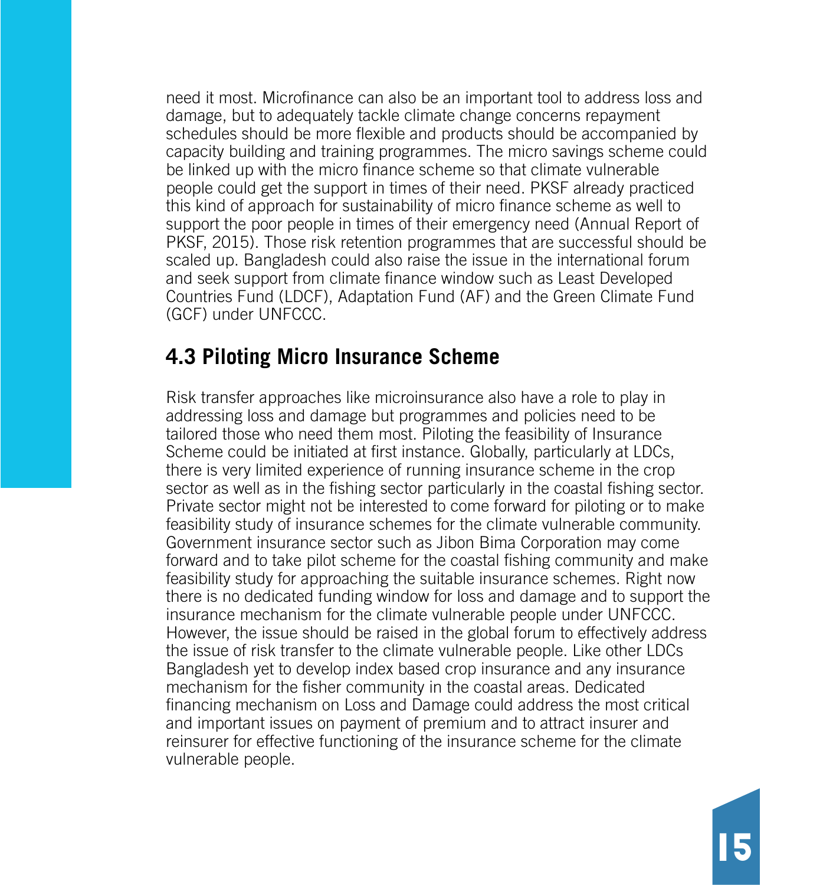need it most. Microfinance can also be an important tool to address loss and damage, but to adequately tackle climate change concerns repayment schedules should be more flexible and products should be accompanied by capacity building and training programmes. The micro savings scheme could be linked up with the micro finance scheme so that climate vulnerable people could get the support in times of their need. PKSF already practiced this kind of approach for sustainability of micro finance scheme as well to support the poor people in times of their emergency need (Annual Report of PKSF, 2015). Those risk retention programmes that are successful should be scaled up. Bangladesh could also raise the issue in the international forum and seek support from climate finance window such as Least Developed Countries Fund (LDCF), Adaptation Fund (AF) and the Green Climate Fund (GCF) under UNFCCC.

## 4.3 Piloting Micro Insurance Scheme

Risk transfer approaches like microinsurance also have a role to play in addressing loss and damage but programmes and policies need to be tailored those who need them most. Piloting the feasibility of Insurance Scheme could be initiated at first instance. Globally, particularly at LDCs, there is very limited experience of running insurance scheme in the crop sector as well as in the fishing sector particularly in the coastal fishing sector. Private sector might not be interested to come forward for piloting or to make feasibility study of insurance schemes for the climate vulnerable community. Government insurance sector such as Jibon Bima Corporation may come forward and to take pilot scheme for the coastal fishing community and make feasibility study for approaching the suitable insurance schemes. Right now there is no dedicated funding window for loss and damage and to support the insurance mechanism for the climate vulnerable people under UNFCCC. However, the issue should be raised in the global forum to effectively address the issue of risk transfer to the climate vulnerable people. Like other LDCs Bangladesh yet to develop index based crop insurance and any insurance mechanism for the fisher community in the coastal areas. Dedicated financing mechanism on Loss and Damage could address the most critical and important issues on payment of premium and to attract insurer and reinsurer for effective functioning of the insurance scheme for the climate vulnerable people.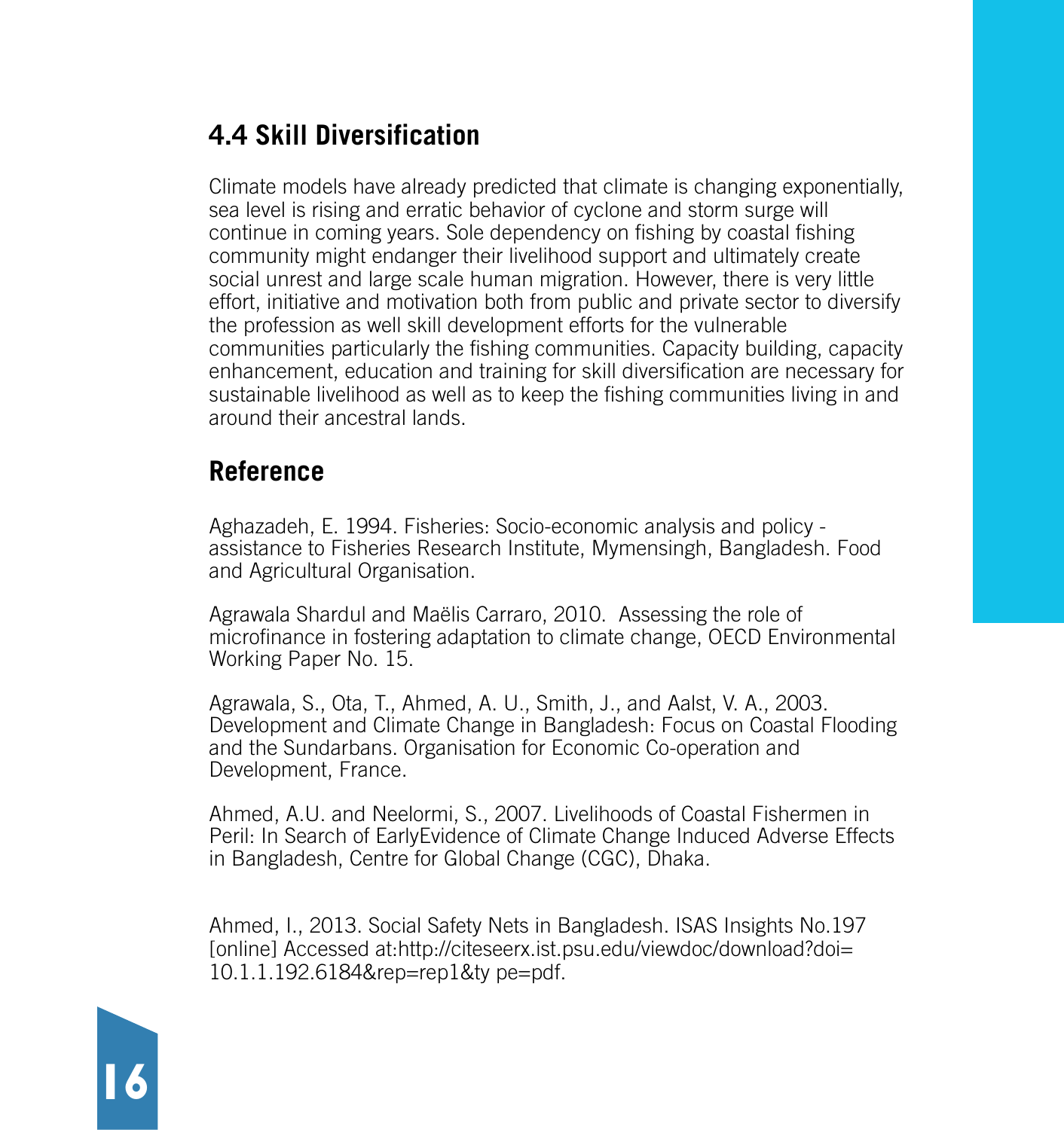## 4.4 Skill Diversification

Climate models have already predicted that climate is changing exponentially, sea level is rising and erratic behavior of cyclone and storm surge will continue in coming years. Sole dependency on fishing by coastal fishing community might endanger their livelihood support and ultimately create social unrest and large scale human migration. However, there is very little effort, initiative and motivation both from public and private sector to diversify the profession as well skill development efforts for the vulnerable communities particularly the fishing communities. Capacity building, capacity enhancement, education and training for skill diversification are necessary for sustainable livelihood as well as to keep the fishing communities living in and around their ancestral lands.

## Reference

Aghazadeh, E. 1994. Fisheries: Socio-economic analysis and policy - assistance to Fisheries Research Institute, Mymensingh, Bangladesh. Food and Agricultural Organisation.

Agrawala Shardul and Maëlis Carraro, 2010. Assessing the role of microfinance in fostering adaptation to climate change, OECD Environmental Working Paper No. 15.

Agrawala, S., Ota, T., Ahmed, A. U., Smith, J., and Aalst, V. A., 2003. Development and Climate Change in Bangladesh: Focus on Coastal Flooding and the Sundarbans. Organisation for Economic Co-operation and Development, France.

Ahmed, A.U. and Neelormi, S., 2007. Livelihoods of Coastal Fishermen in Peril: In Search of EarlyEvidence of Climate Change Induced Adverse Effects in Bangladesh, Centre for Global Change (CGC), Dhaka.

Ahmed, I., 2013. Social Safety Nets in Bangladesh. ISAS Insights No.197 [online] Accessed at:http://citeseerx.ist.psu.edu/viewdoc/download?doi= 10.1.1.192.6184&rep=rep1&ty pe=pdf.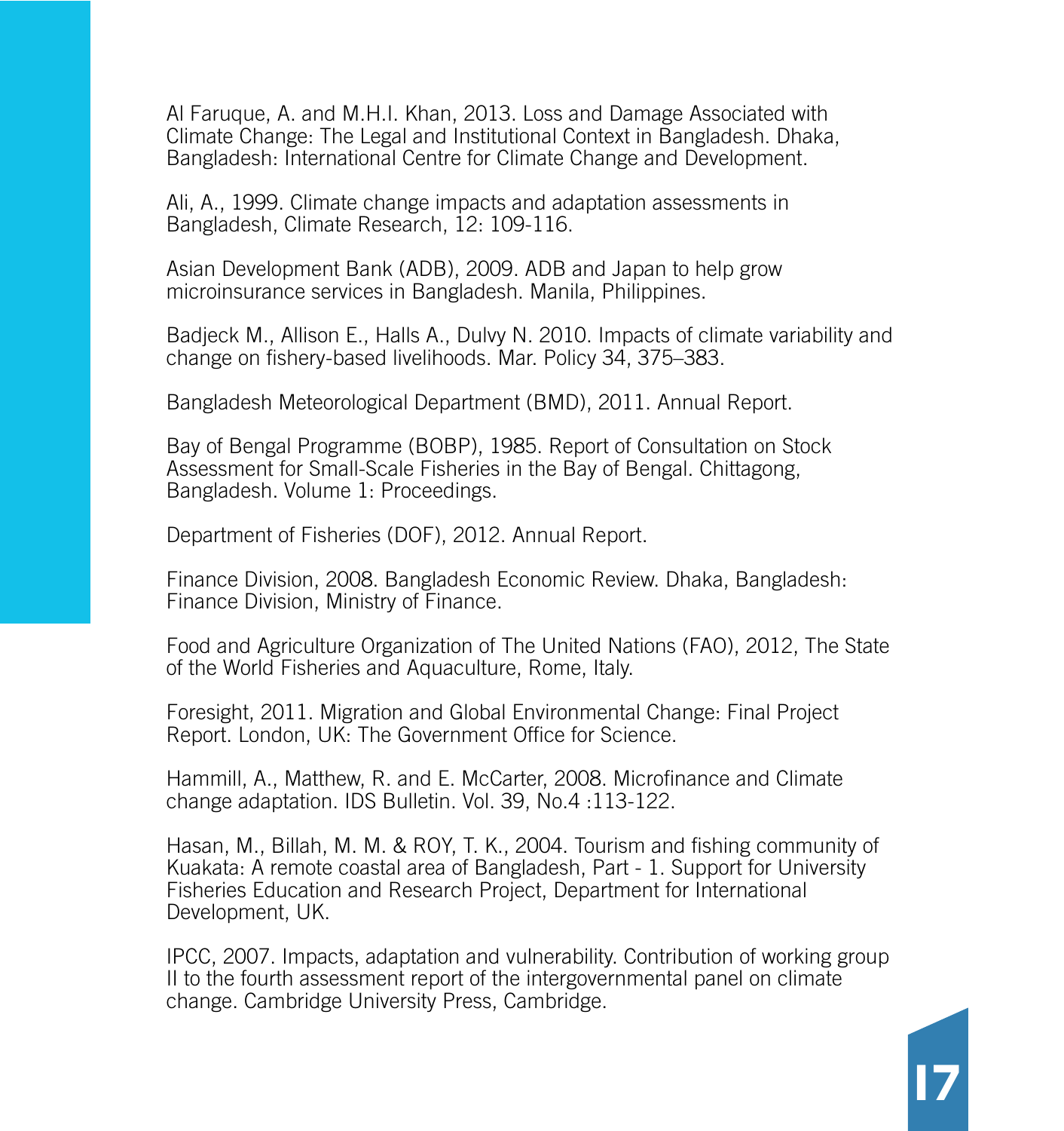Al Faruque, A. and M.H.I. Khan, 2013. Loss and Damage Associated with Climate Change: The Legal and Institutional Context in Bangladesh. Dhaka, Bangladesh: International Centre for Climate Change and Development.

Ali, A., 1999. Climate change impacts and adaptation assessments in Bangladesh, Climate Research, 12: 109-116.

Asian Development Bank (ADB), 2009. ADB and Japan to help grow microinsurance services in Bangladesh. Manila, Philippines.

Badjeck M., Allison E., Halls A., Dulvy N. 2010. Impacts of climate variability and change on fishery-based livelihoods. Mar. Policy 34, 375–383.

Bangladesh Meteorological Department (BMD), 2011. Annual Report.

Bay of Bengal Programme (BOBP), 1985. Report of Consultation on Stock Assessment for Small-Scale Fisheries in the Bay of Bengal. Chittagong, Bangladesh. Volume 1: Proceedings.

Department of Fisheries (DOF), 2012. Annual Report.

Finance Division, 2008. Bangladesh Economic Review. Dhaka, Bangladesh: Finance Division, Ministry of Finance.

Food and Agriculture Organization of The United Nations (FAO), 2012, The State of the World Fisheries and Aquaculture, Rome, Italy.

Foresight, 2011. Migration and Global Environmental Change: Final Project Report. London, UK: The Government Office for Science.

Hammill, A., Matthew, R. and E. McCarter, 2008. Microfinance and Climate change adaptation. IDS Bulletin. Vol. 39, No.4 :113-122.

Hasan, M., Billah, M. M. & ROY, T. K., 2004. Tourism and fishing community of Kuakata: A remote coastal area of Bangladesh, Part - 1. Support for University Fisheries Education and Research Project, Department for International Development, UK.

IPCC, 2007. Impacts, adaptation and vulnerability. Contribution of working group II to the fourth assessment report of the intergovernmental panel on climate change. Cambridge University Press, Cambridge.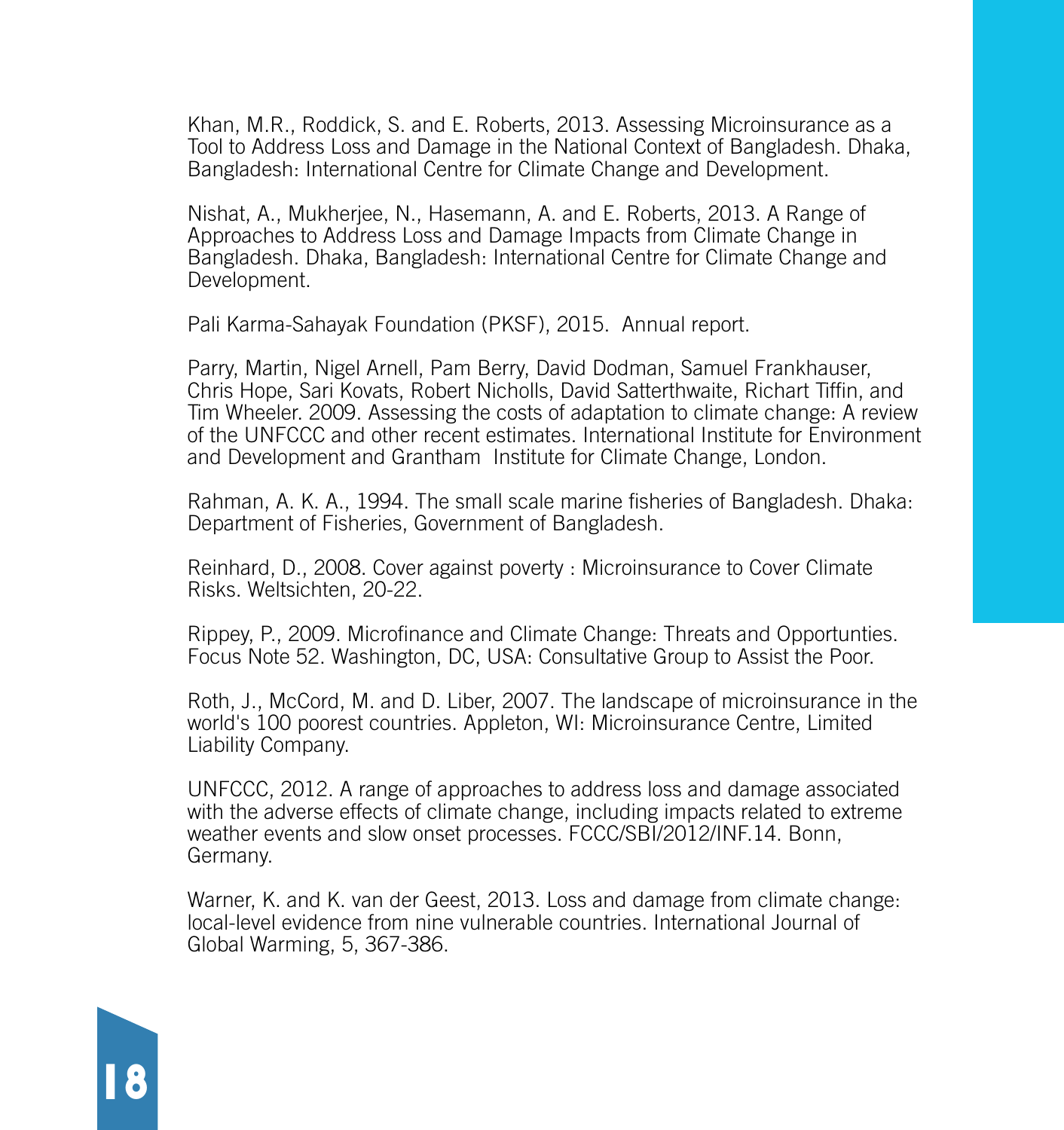Khan, M.R., Roddick, S. and E. Roberts, 2013. Assessing Microinsurance as a Tool to Address Loss and Damage in the National Context of Bangladesh. Dhaka, Bangladesh: International Centre for Climate Change and Development.

Nishat, A., Mukherjee, N., Hasemann, A. and E. Roberts, 2013. A Range of Approaches to Address Loss and Damage Impacts from Climate Change in Bangladesh. Dhaka, Bangladesh: International Centre for Climate Change and Development.

Pali Karma-Sahayak Foundation (PKSF), 2015. Annual report.

Parry, Martin, Nigel Arnell, Pam Berry, David Dodman, Samuel Frankhauser, Chris Hope, Sari Kovats, Robert Nicholls, David Satterthwaite, Richart Tiffin, and Tim Wheeler. 2009. Assessing the costs of adaptation to climate change: A review of the UNFCCC and other recent estimates. International Institute for Environment and Development and Grantham Institute for Climate Change, London.

Rahman, A. K. A., 1994. The small scale marine fisheries of Bangladesh. Dhaka: Department of Fisheries, Government of Bangladesh.

Reinhard, D., 2008. Cover against poverty : Microinsurance to Cover Climate Risks. Weltsichten, 20-22.

Rippey, P., 2009. Microfinance and Climate Change: Threats and Opportunties. Focus Note 52. Washington, DC, USA: Consultative Group to Assist the Poor.

Roth, J., McCord, M. and D. Liber, 2007. The landscape of microinsurance in the world's 100 poorest countries. Appleton, WI: Microinsurance Centre, Limited Liability Company.

UNFCCC, 2012. A range of approaches to address loss and damage associated with the adverse effects of climate change, including impacts related to extreme weather events and slow onset processes. FCCC/SBI/2012/INF.14. Bonn, Germany.

Warner, K. and K. van der Geest, 2013. Loss and damage from climate change: local-level evidence from nine vulnerable countries. International Journal of Global Warming, 5, 367-386.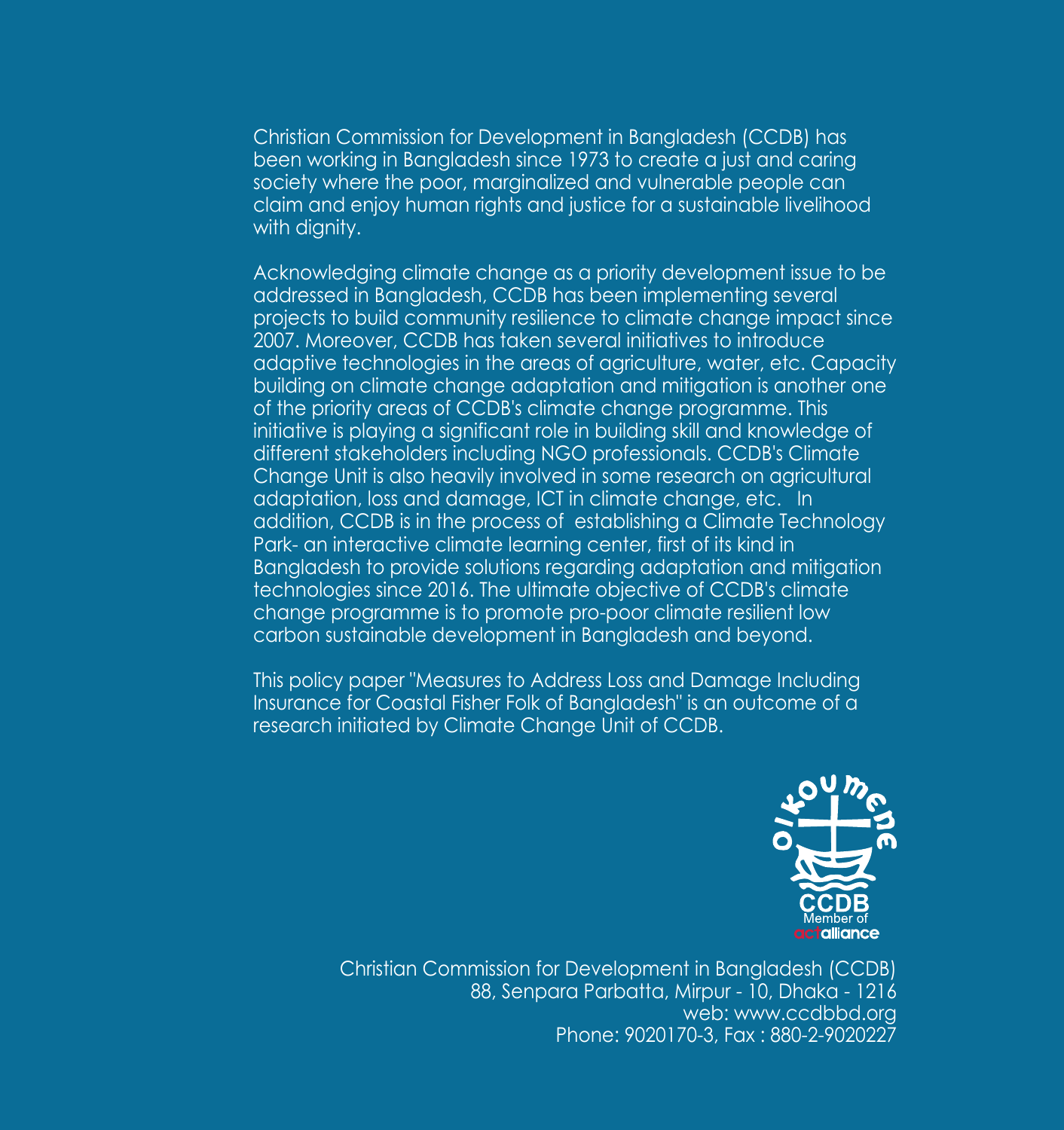Christian Commission for Development in Bangladesh (CCDB) has been working in Bangladesh since 1973 to create a just and caring society where the poor, marginalized and vulnerable people can claim and enjoy human rights and justice for a sustainable livelihood with dignity.

Acknowledging climate change as a priority development issue to be addressed in Bangladesh, CCDB has been implementing several projects to build community resilience to climate change impact since 2007. Moreover, CCDB has taken several initiatives to introduce adaptive technologies in the areas of agriculture, water, etc. Capacity building on climate change adaptation and mitigation is another one of the priority areas of CCDB's climate change programme. This initiative is playing a significant role in building skill and knowledge of different stakeholders including NGO professionals. CCDB's Climate Change Unit is also heavily involved in some research on agricultural adaptation, loss and damage, ICT in climate change, etc. In addition, CCDB is in the process of establishing a Climate Technology Park- an interactive climate learning center, first of its kind in Bangladesh to provide solutions regarding adaptation and mitigation technologies since 2016. The ultimate objective of CCDB's climate change programme is to promote pro-poor climate resilient low carbon sustainable development in Bangladesh and beyond.

This policy paper "Measures to Address Loss and Damage Including Insurance for Coastal Fisher Folk of Bangladesh" is an outcome of a research initiated by Climate Change Unit of CCDB.

oikoumene

CCDB
Member of
actalliance

Christian Commission for Development in Bangladesh (CCDB)
88, Senpara Parbatta, Mirpur - 10, Dhaka - 1216
web: www.ccdbbd.org
Phone: 9020170-3, Fax : 880-2-9020227